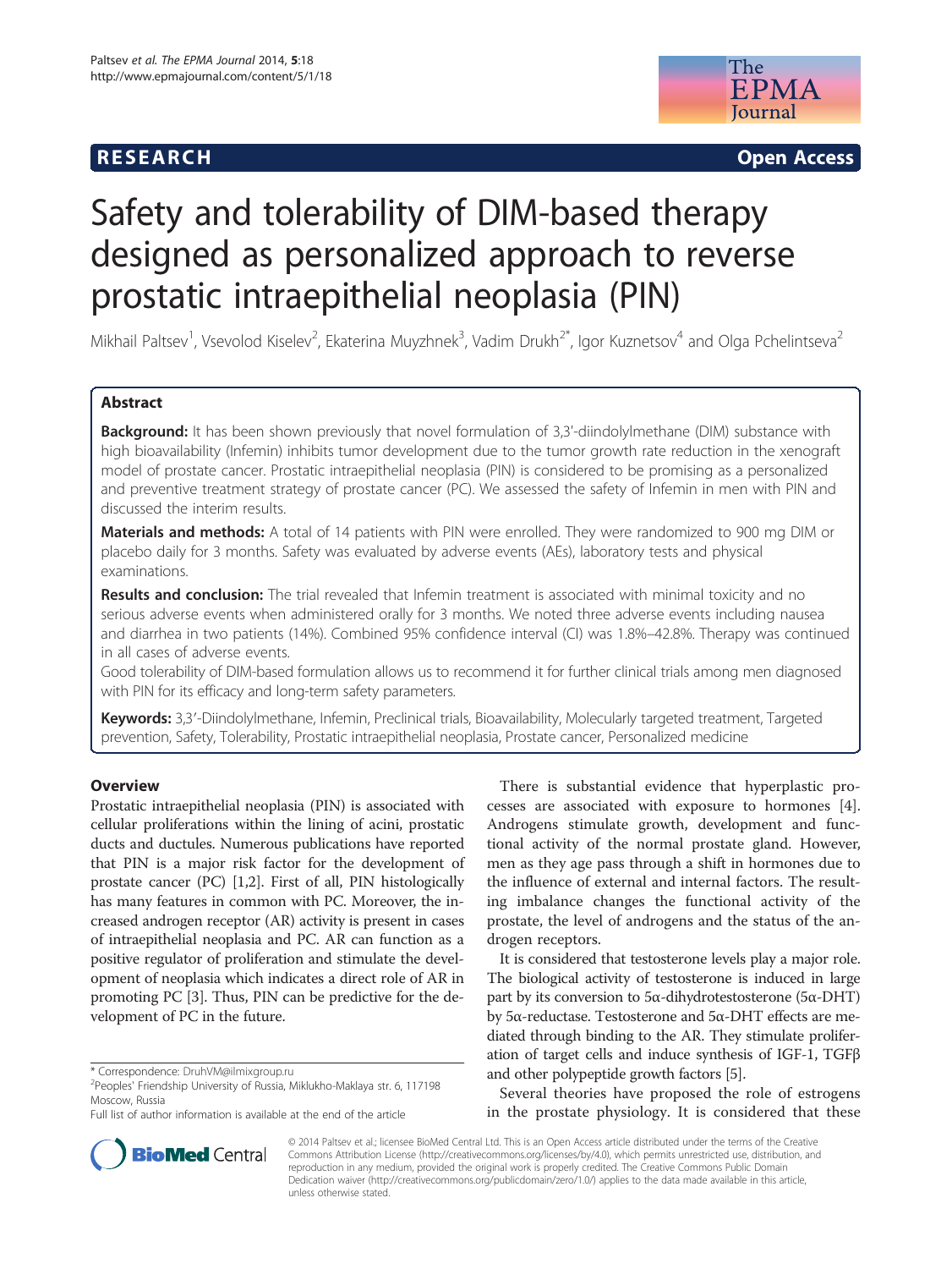RESEARCH Open Access

# Safety and tolerability of DIM-based therapy designed as personalized approach to reverse prostatic intraepithelial neoplasia (PIN)

Mikhail Paltsev[1], Vsevolod Kiselev[2], Ekaterina Muyzhnek[3], Vadim Drukh[2*], Igor Kuznetsov[4] and Olga Pchelintseva[2]

## Abstract

**Background:** It has been shown previously that novel formulation of 3,3'-diindolylmethane (DIM) substance with high bioavailability (Infemin) inhibits tumor development due to the tumor growth rate reduction in the xenograft model of prostate cancer. Prostatic intraepithelial neoplasia (PIN) is considered to be promising as a personalized and preventive treatment strategy of prostate cancer (PC). We assessed the safety of Infemin in men with PIN and discussed the interim results.

**Materials and methods:** A total of 14 patients with PIN were enrolled. They were randomized to 900 mg DIM or placebo daily for 3 months. Safety was evaluated by adverse events (AEs), laboratory tests and physical examinations.

**Results and conclusion:** The trial revealed that Infemin treatment is associated with minimal toxicity and no serious adverse events when administered orally for 3 months. We noted three adverse events including nausea and diarrhea in two patients (14%). Combined 95% confidence interval (CI) was 1.8%–42.8%. Therapy was continued in all cases of adverse events.

Good tolerability of DIM-based formulation allows us to recommend it for further clinical trials among men diagnosed with PIN for its efficacy and long-term safety parameters.

**Keywords:** 3,3'-Diindolylmethane, Infemin, Preclinical trials, Bioavailability, Molecularly targeted treatment, Targeted prevention, Safety, Tolerability, Prostatic intraepithelial neoplasia, Prostate cancer, Personalized medicine

## Overview

Prostatic intraepithelial neoplasia (PIN) is associated with cellular proliferations within the lining of acini, prostatic ducts and ductules. Numerous publications have reported that PIN is a major risk factor for the development of prostate cancer (PC) [1,2]. First of all, PIN histologically has many features in common with PC. Moreover, the increased androgen receptor (AR) activity is present in cases of intraepithelial neoplasia and PC. AR can function as a positive regulator of proliferation and stimulate the development of neoplasia which indicates a direct role of AR in promoting PC [3]. Thus, PIN can be predictive for the development of PC in the future.

There is substantial evidence that hyperplastic processes are associated with exposure to hormones [4]. Androgens stimulate growth, development and functional activity of the normal prostate gland. However, men as they age pass through a shift in hormones due to the influence of external and internal factors. The resulting imbalance changes the functional activity of the prostate, the level of androgens and the status of the androgen receptors.

It is considered that testosterone levels play a major role. The biological activity of testosterone is induced in large part by its conversion to 5α-dihydrotestosterone (5α-DHT) by 5α-reductase. Testosterone and 5α-DHT effects are mediated through binding to the AR. They stimulate proliferation of target cells and induce synthesis of IGF-1, TGFβ and other polypeptide growth factors [5].

Several theories have proposed the role of estrogens in the prostate physiology. It is considered that these

\* Correspondence: DruhVM@ilmixgroup.ru
[2]Peoples' Friendship University of Russia, Miklukho-Maklaya str. 6, 117198 Moscow, Russia
Full list of author information is available at the end of the article

© 2014 Paltsev et al.; licensee BioMed Central Ltd. This is an Open Access article distributed under the terms of the Creative Commons Attribution License (http://creativecommons.org/licenses/by/4.0), which permits unrestricted use, distribution, and reproduction in any medium, provided the original work is properly credited. The Creative Commons Public Domain Dedication waiver (http://creativecommons.org/publicdomain/zero/1.0/) applies to the data made available in this article, unless otherwise stated.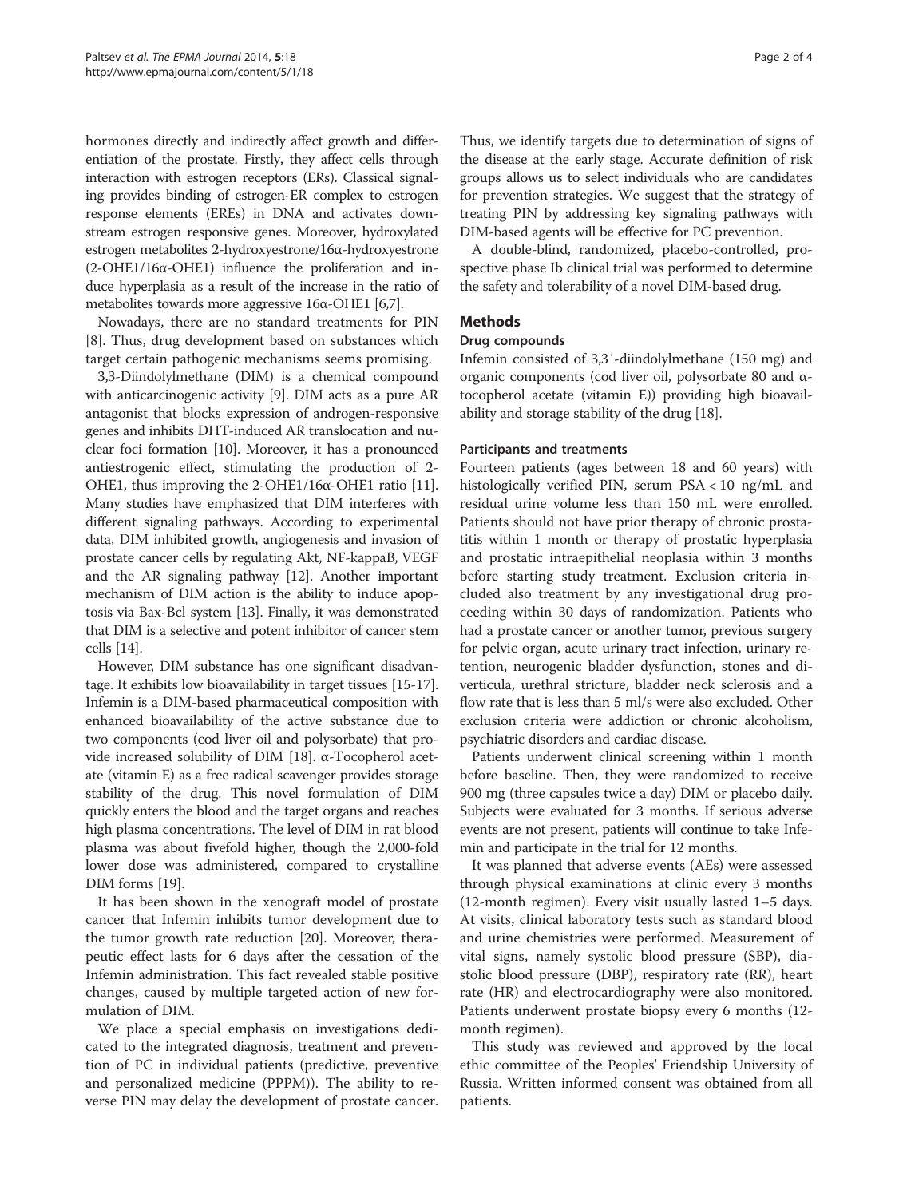hormones directly and indirectly affect growth and differentiation of the prostate. Firstly, they affect cells through interaction with estrogen receptors (ERs). Classical signaling provides binding of estrogen-ER complex to estrogen response elements (EREs) in DNA and activates downstream estrogen responsive genes. Moreover, hydroxylated estrogen metabolites 2-hydroxyestrone/16α-hydroxyestrone (2-OHE1/16α-OHE1) influence the proliferation and induce hyperplasia as a result of the increase in the ratio of metabolites towards more aggressive 16α-OHE1 [6,7].

Nowadays, there are no standard treatments for PIN [8]. Thus, drug development based on substances which target certain pathogenic mechanisms seems promising.

3,3-Diindolylmethane (DIM) is a chemical compound with anticarcinogenic activity [9]. DIM acts as a pure AR antagonist that blocks expression of androgen-responsive genes and inhibits DHT-induced AR translocation and nuclear foci formation [10]. Moreover, it has a pronounced antiestrogenic effect, stimulating the production of 2-OHE1, thus improving the 2-OHE1/16α-OHE1 ratio [11]. Many studies have emphasized that DIM interferes with different signaling pathways. According to experimental data, DIM inhibited growth, angiogenesis and invasion of prostate cancer cells by regulating Akt, NF-kappaB, VEGF and the AR signaling pathway [12]. Another important mechanism of DIM action is the ability to induce apoptosis via Bax-Bcl system [13]. Finally, it was demonstrated that DIM is a selective and potent inhibitor of cancer stem cells [14].

However, DIM substance has one significant disadvantage. It exhibits low bioavailability in target tissues [15-17]. Infemin is a DIM-based pharmaceutical composition with enhanced bioavailability of the active substance due to two components (cod liver oil and polysorbate) that provide increased solubility of DIM [18]. α-Tocopherol acetate (vitamin E) as a free radical scavenger provides storage stability of the drug. This novel formulation of DIM quickly enters the blood and the target organs and reaches high plasma concentrations. The level of DIM in rat blood plasma was about fivefold higher, though the 2,000-fold lower dose was administered, compared to crystalline DIM forms [19].

It has been shown in the xenograft model of prostate cancer that Infemin inhibits tumor development due to the tumor growth rate reduction [20]. Moreover, therapeutic effect lasts for 6 days after the cessation of the Infemin administration. This fact revealed stable positive changes, caused by multiple targeted action of new formulation of DIM.

We place a special emphasis on investigations dedicated to the integrated diagnosis, treatment and prevention of PC in individual patients (predictive, preventive and personalized medicine (PPPM)). The ability to reverse PIN may delay the development of prostate cancer. Thus, we identify targets due to determination of signs of the disease at the early stage. Accurate definition of risk groups allows us to select individuals who are candidates for prevention strategies. We suggest that the strategy of treating PIN by addressing key signaling pathways with DIM-based agents will be effective for PC prevention.

A double-blind, randomized, placebo-controlled, prospective phase Ib clinical trial was performed to determine the safety and tolerability of a novel DIM-based drug.

## Methods

### Drug compounds

Infemin consisted of 3,3′-diindolylmethane (150 mg) and organic components (cod liver oil, polysorbate 80 and α-tocopherol acetate (vitamin E)) providing high bioavailability and storage stability of the drug [18].

### Participants and treatments

Fourteen patients (ages between 18 and 60 years) with histologically verified PIN, serum PSA < 10 ng/mL and residual urine volume less than 150 mL were enrolled. Patients should not have prior therapy of chronic prostatitis within 1 month or therapy of prostatic hyperplasia and prostatic intraepithelial neoplasia within 3 months before starting study treatment. Exclusion criteria included also treatment by any investigational drug proceeding within 30 days of randomization. Patients who had a prostate cancer or another tumor, previous surgery for pelvic organ, acute urinary tract infection, urinary retention, neurogenic bladder dysfunction, stones and diverticula, urethral stricture, bladder neck sclerosis and a flow rate that is less than 5 ml/s were also excluded. Other exclusion criteria were addiction or chronic alcoholism, psychiatric disorders and cardiac disease.

Patients underwent clinical screening within 1 month before baseline. Then, they were randomized to receive 900 mg (three capsules twice a day) DIM or placebo daily. Subjects were evaluated for 3 months. If serious adverse events are not present, patients will continue to take Infemin and participate in the trial for 12 months.

It was planned that adverse events (AEs) were assessed through physical examinations at clinic every 3 months (12-month regimen). Every visit usually lasted 1–5 days. At visits, clinical laboratory tests such as standard blood and urine chemistries were performed. Measurement of vital signs, namely systolic blood pressure (SBP), diastolic blood pressure (DBP), respiratory rate (RR), heart rate (HR) and electrocardiography were also monitored. Patients underwent prostate biopsy every 6 months (12-month regimen).

This study was reviewed and approved by the local ethic committee of the Peoples' Friendship University of Russia. Written informed consent was obtained from all patients.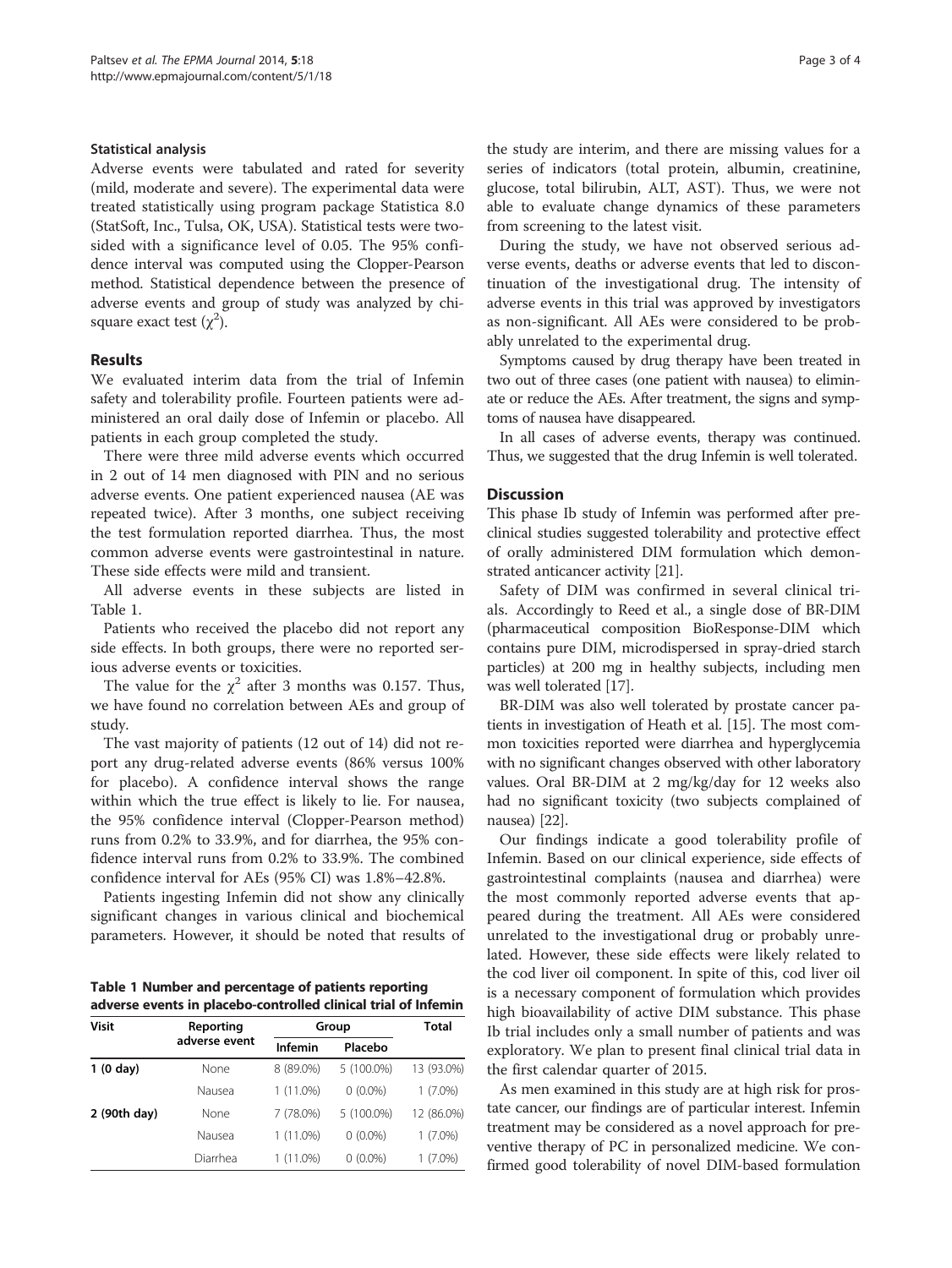### Statistical analysis

Adverse events were tabulated and rated for severity (mild, moderate and severe). The experimental data were treated statistically using program package Statistica 8.0 (StatSoft, Inc., Tulsa, OK, USA). Statistical tests were two-sided with a significance level of 0.05. The 95% confidence interval was computed using the Clopper-Pearson method. Statistical dependence between the presence of adverse events and group of study was analyzed by chi-square exact test ($\chi^2$).

## Results

We evaluated interim data from the trial of Infemin safety and tolerability profile. Fourteen patients were administered an oral daily dose of Infemin or placebo. All patients in each group completed the study.

There were three mild adverse events which occurred in 2 out of 14 men diagnosed with PIN and no serious adverse events. One patient experienced nausea (AE was repeated twice). After 3 months, one subject receiving the test formulation reported diarrhea. Thus, the most common adverse events were gastrointestinal in nature. These side effects were mild and transient.

All adverse events in these subjects are listed in Table 1.

Patients who received the placebo did not report any side effects. In both groups, there were no reported serious adverse events or toxicities.

The value for the $\chi^2$ after 3 months was 0.157. Thus, we have found no correlation between AEs and group of study.

The vast majority of patients (12 out of 14) did not report any drug-related adverse events (86% versus 100% for placebo). A confidence interval shows the range within which the true effect is likely to lie. For nausea, the 95% confidence interval (Clopper-Pearson method) runs from 0.2% to 33.9%, and for diarrhea, the 95% confidence interval runs from 0.2% to 33.9%. The combined confidence interval for AEs (95% CI) was 1.8%–42.8%.

Patients ingesting Infemin did not show any clinically significant changes in various clinical and biochemical parameters. However, it should be noted that results of the study are interim, and there are missing values for a series of indicators (total protein, albumin, creatinine, glucose, total bilirubin, ALT, AST). Thus, we were not able to evaluate change dynamics of these parameters from screening to the latest visit.

During the study, we have not observed serious adverse events, deaths or adverse events that led to discontinuation of the investigational drug. The intensity of adverse events in this trial was approved by investigators as non-significant. All AEs were considered to be probably unrelated to the experimental drug.

Symptoms caused by drug therapy have been treated in two out of three cases (one patient with nausea) to eliminate or reduce the AEs. After treatment, the signs and symptoms of nausea have disappeared.

In all cases of adverse events, therapy was continued. Thus, we suggested that the drug Infemin is well tolerated.

**Table 1 Number and percentage of patients reporting adverse events in placebo-controlled clinical trial of Infemin**

| Visit | Reporting adverse event | Group | | Total |
|---|---|---|---|---|
| | | Infemin | Placebo | |
| 1 (0 day) | None | 8 (89.0%) | 5 (100.0%) | 13 (93.0%) |
| | Nausea | 1 (11.0%) | 0 (0.0%) | 1 (7.0%) |
| 2 (90th day) | None | 7 (78.0%) | 5 (100.0%) | 12 (86.0%) |
| | Nausea | 1 (11.0%) | 0 (0.0%) | 1 (7.0%) |
| | Diarrhea | 1 (11.0%) | 0 (0.0%) | 1 (7.0%) |

## Discussion

This phase Ib study of Infemin was performed after preclinical studies suggested tolerability and protective effect of orally administered DIM formulation which demonstrated anticancer activity [21].

Safety of DIM was confirmed in several clinical trials. Accordingly to Reed et al., a single dose of BR-DIM (pharmaceutical composition BioResponse-DIM which contains pure DIM, microdispersed in spray-dried starch particles) at 200 mg in healthy subjects, including men was well tolerated [17].

BR-DIM was also well tolerated by prostate cancer patients in investigation of Heath et al. [15]. The most common toxicities reported were diarrhea and hyperglycemia with no significant changes observed with other laboratory values. Oral BR-DIM at 2 mg/kg/day for 12 weeks also had no significant toxicity (two subjects complained of nausea) [22].

Our findings indicate a good tolerability profile of Infemin. Based on our clinical experience, side effects of gastrointestinal complaints (nausea and diarrhea) were the most commonly reported adverse events that appeared during the treatment. All AEs were considered unrelated to the investigational drug or probably unrelated. However, these side effects were likely related to the cod liver oil component. In spite of this, cod liver oil is a necessary component of formulation which provides high bioavailability of active DIM substance. This phase Ib trial includes only a small number of patients and was exploratory. We plan to present final clinical trial data in the first calendar quarter of 2015.

As men examined in this study are at high risk for prostate cancer, our findings are of particular interest. Infemin treatment may be considered as a novel approach for preventive therapy of PC in personalized medicine. We confirmed good tolerability of novel DIM-based formulation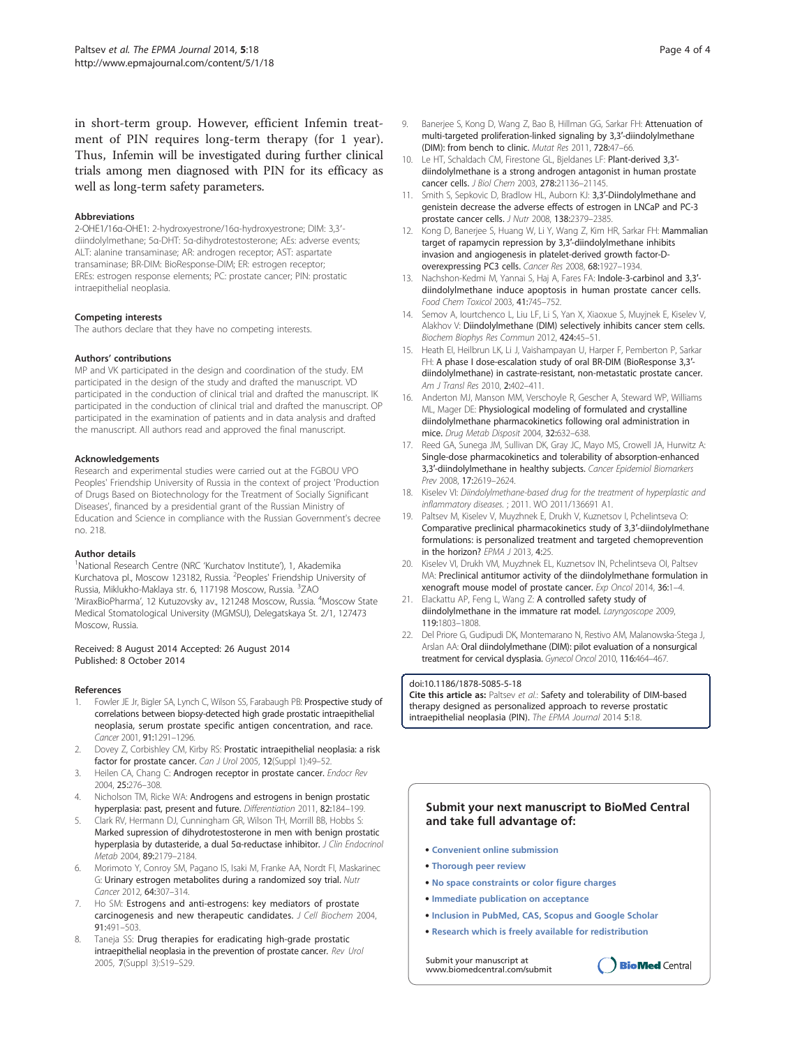in short-term group. However, efficient Infemin treatment of PIN requires long-term therapy (for 1 year). Thus, Infemin will be investigated during further clinical trials among men diagnosed with PIN for its efficacy as well as long-term safety parameters.

### Abbreviations

2-OHE1/16α-OHE1: 2-hydroxyestrone/16α-hydroxyestrone; DIM: 3,3′-diindolylmethane; 5α-DHT: 5α-dihydrotestosterone; AEs: adverse events; ALT: alanine transaminase; AR: androgen receptor; AST: aspartate transaminase; BR-DIM: BioResponse-DIM; ER: estrogen receptor; EREs: estrogen response elements; PC: prostate cancer; PIN: prostatic intraepithelial neoplasia.

### Competing interests

The authors declare that they have no competing interests.

### Authors' contributions

MP and VK participated in the design and coordination of the study. EM participated in the design of the study and drafted the manuscript. VD participated in the conduction of clinical trial and drafted the manuscript. IK participated in the conduction of clinical trial and drafted the manuscript. OP participated in the examination of patients and in data analysis and drafted the manuscript. All authors read and approved the final manuscript.

### Acknowledgements

Research and experimental studies were carried out at the FGBOU VPO Peoples' Friendship University of Russia in the context of project 'Production of Drugs Based on Biotechnology for the Treatment of Socially Significant Diseases', financed by a presidential grant of the Russian Ministry of Education and Science in compliance with the Russian Government's decree no. 218.

### Author details

[1]National Research Centre (NRC 'Kurchatov Institute'), 1, Akademika Kurchatova pl., Moscow 123182, Russia. [2]Peoples' Friendship University of Russia, Miklukho-Maklaya str. 6, 117198 Moscow, Russia. [3]ZAO 'MiraxBioPharma', 12 Kutuzovsky av., 121248 Moscow, Russia. [4]Moscow State Medical Stomatological University (MGMSU), Delegatskaya St. 2/1, 127473 Moscow, Russia.

Received: 8 August 2014 Accepted: 26 August 2014
Published: 8 October 2014

### References

1. Fowler JE Jr, Bigler SA, Lynch C, Wilson SS, Farabaugh PB: **Prospective study of correlations between biopsy-detected high grade prostatic intraepithelial neoplasia, serum prostate specific antigen concentration, and race.** *Cancer* 2001, **91**:1291–1296.
2. Dovey Z, Corbishley CM, Kirby RS: **Prostatic intraepithelial neoplasia: a risk factor for prostate cancer.** *Can J Urol* 2005, **12**(Suppl 1):49–52.
3. Heilen CA, Chang C: **Androgen receptor in prostate cancer.** *Endocr Rev* 2004, **25**:276–308.
4. Nicholson TM, Ricke WA: **Androgens and estrogens in benign prostatic hyperplasia: past, present and future.** *Differentiation* 2011, **82**:184–199.
5. Clark RV, Hermann DJ, Cunningham GR, Wilson TH, Morrill BB, Hobbs S: **Marked supression of dihydrotestosterone in men with benign prostatic hyperplasia by dutasteride, a dual 5α-reductase inhibitor.** *J Clin Endocrinol Metab* 2004, **89**:2179–2184.
6. Morimoto Y, Conroy SM, Pagano IS, Isaki M, Franke AA, Nordt FI, Maskarinec G: **Urinary estrogen metabolites during a randomized soy trial.** *Nutr Cancer* 2012, **64**:307–314.
7. Ho SM: **Estrogens and anti-estrogens: key mediators of prostate carcinogenesis and new therapeutic candidates.** *J Cell Biochem* 2004, **91**:491–503.
8. Taneja SS: **Drug therapies for eradicating high-grade prostatic intraepithelial neoplasia in the prevention of prostate cancer.** *Rev Urol* 2005, **7**(Suppl 3):S19–S29.
9. Banerjee S, Kong D, Wang Z, Bao B, Hillman GG, Sarkar FH: **Attenuation of multi-targeted proliferation-linked signaling by 3,3′-diindolylmethane (DIM): from bench to clinic.** *Mutat Res* 2011, **728**:47–66.
10. Le HT, Schaldach CM, Firestone GL, Bjeldanes LF: **Plant-derived 3,3′-diindolylmethane is a strong androgen antagonist in human prostate cancer cells.** *J Biol Chem* 2003, **278**:21136–21145.
11. Smith S, Sepkovic D, Bradlow HL, Auborn KJ: **3,3′-Diindolylmethane and genistein decrease the adverse effects of estrogen in LNCaP and PC-3 prostate cancer cells.** *J Nutr* 2008, **138**:2379–2385.
12. Kong D, Banerjee S, Huang W, Li Y, Wang Z, Kim HR, Sarkar FH: **Mammalian target of rapamycin repression by 3,3′-diindolylmethane inhibits invasion and angiogenesis in platelet-derived growth factor-D-overexpressing PC3 cells.** *Cancer Res* 2008, **68**:1927–1934.
13. Nachshon-Kedmi M, Yannai S, Haj A, Fares FA: **Indole-3-carbinol and 3,3′-diindolylmethane induce apoptosis in human prostate cancer cells.** *Food Chem Toxicol* 2003, **41**:745–752.
14. Semov A, Iourtchenco L, Liu LF, Li S, Yan X, Xiaoxue S, Muyjnek E, Kiselev V, Alakhov V: **Diindolylmethane (DIM) selectively inhibits cancer stem cells.** *Biochem Biophys Res Commun* 2012, **424**:45–51.
15. Heath EI, Heilbrun LK, Li J, Vaishampayan U, Harper F, Pemberton P, Sarkar FH: **A phase I dose-escalation study of oral BR-DIM (BioResponse 3,3′-diindolylmethane) in castrate-resistant, non-metastatic prostate cancer.** *Am J Transl Res* 2010, **2**:402–411.
16. Anderton MJ, Manson MM, Verschoyle R, Gescher A, Steward WP, Williams ML, Mager DE: **Physiological modeling of formulated and crystalline diindolylmethane pharmacokinetics following oral administration in mice.** *Drug Metab Disposit* 2004, **32**:632–638.
17. Reed GA, Sunega JM, Sullivan DK, Gray JC, Mayo MS, Crowell JA, Hurwitz A: **Single-dose pharmacokinetics and tolerability of absorption-enhanced 3,3′-diindolylmethane in healthy subjects.** *Cancer Epidemiol Biomarkers Prev* 2008, **17**:2619–2624.
18. Kiselev VI: *Diindolylmethane-based drug for the treatment of hyperplastic and inflammatory diseases.* ; 2011. WO 2011/136691 A1.
19. Paltsev M, Kiselev V, Muyzhnek E, Drukh V, Kuznetsov I, Pchelintseva O: **Comparative preclinical pharmacokinetics study of 3,3′-diindolylmethane formulations: is personalized treatment and targeted chemoprevention in the horizon?** *EPMA J* 2013, **4**:25.
20. Kiselev VI, Drukh VM, Muyzhnek EL, Kuznetsov IN, Pchelintseva OI, Paltsev MA: **Preclinical antitumor activity of the diindolylmethane formulation in xenograft mouse model of prostate cancer.** *Exp Oncol* 2014, **36**:1–4.
21. Elackattu AP, Feng L, Wang Z: **A controlled safety study of diindolylmethane in the immature rat model.** *Laryngoscope* 2009, **119**:1803–1808.
22. Del Priore G, Gudipudi DK, Montemarano N, Restivo AM, Malanowska-Stega J, Arslan AA: **Oral diindolylmethane (DIM): pilot evaluation of a nonsurgical treatment for cervical dysplasia.** *Gynecol Oncol* 2010, **116**:464–467.

doi:10.1186/1878-5085-5-18

**Cite this article as:** Paltsev *et al.*: Safety and tolerability of DIM-based therapy designed as personalized approach to reverse prostatic intraepithelial neoplasia (PIN). *The EPMA Journal* 2014 **5**:18.

**Submit your next manuscript to BioMed Central and take full advantage of:**

- Convenient online submission
- Thorough peer review
- No space constraints or color figure charges
- Immediate publication on acceptance
- Inclusion in PubMed, CAS, Scopus and Google Scholar
- Research which is freely available for redistribution

Submit your manuscript at www.biomedcentral.com/submit

BioMed Central